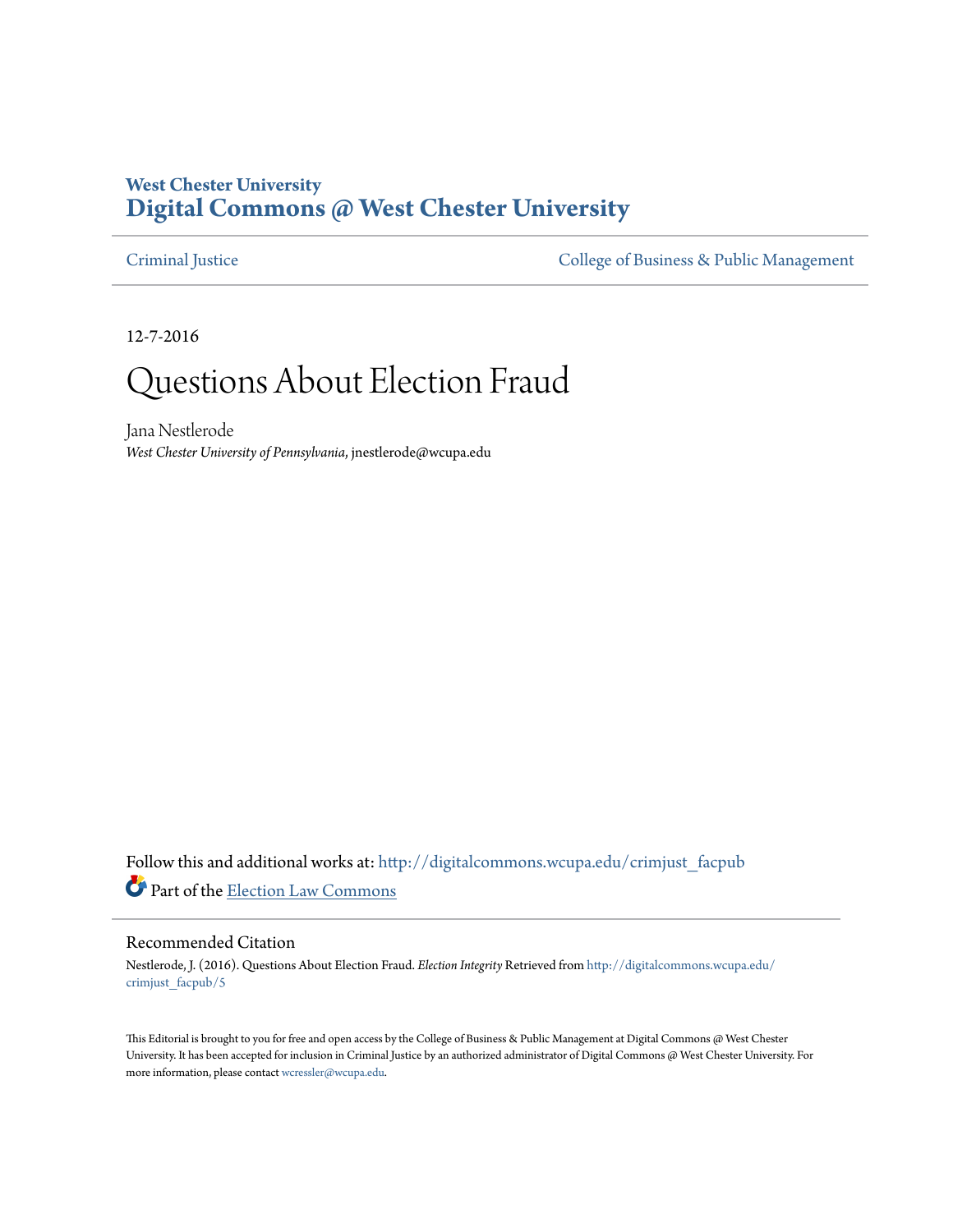West Chester University

**Digital Commons @ West Chester University**

Criminal Justice | College of Business & Public Management

12-7-2016

# Questions About Election Fraud

Jana Nestlerode

*West Chester University of Pennsylvania*, jnestlerode@wcupa.edu

Follow this and additional works at: http://digitalcommons.wcupa.edu/crimjust_facpub

Part of the Election Law Commons

## Recommended Citation

Nestlerode, J. (2016). Questions About Election Fraud. *Election Integrity* Retrieved from http://digitalcommons.wcupa.edu/crimjust_facpub/5

This Editorial is brought to you for free and open access by the College of Business & Public Management at Digital Commons @ West Chester University. It has been accepted for inclusion in Criminal Justice by an authorized administrator of Digital Commons @ West Chester University. For more information, please contact wcressler@wcupa.edu.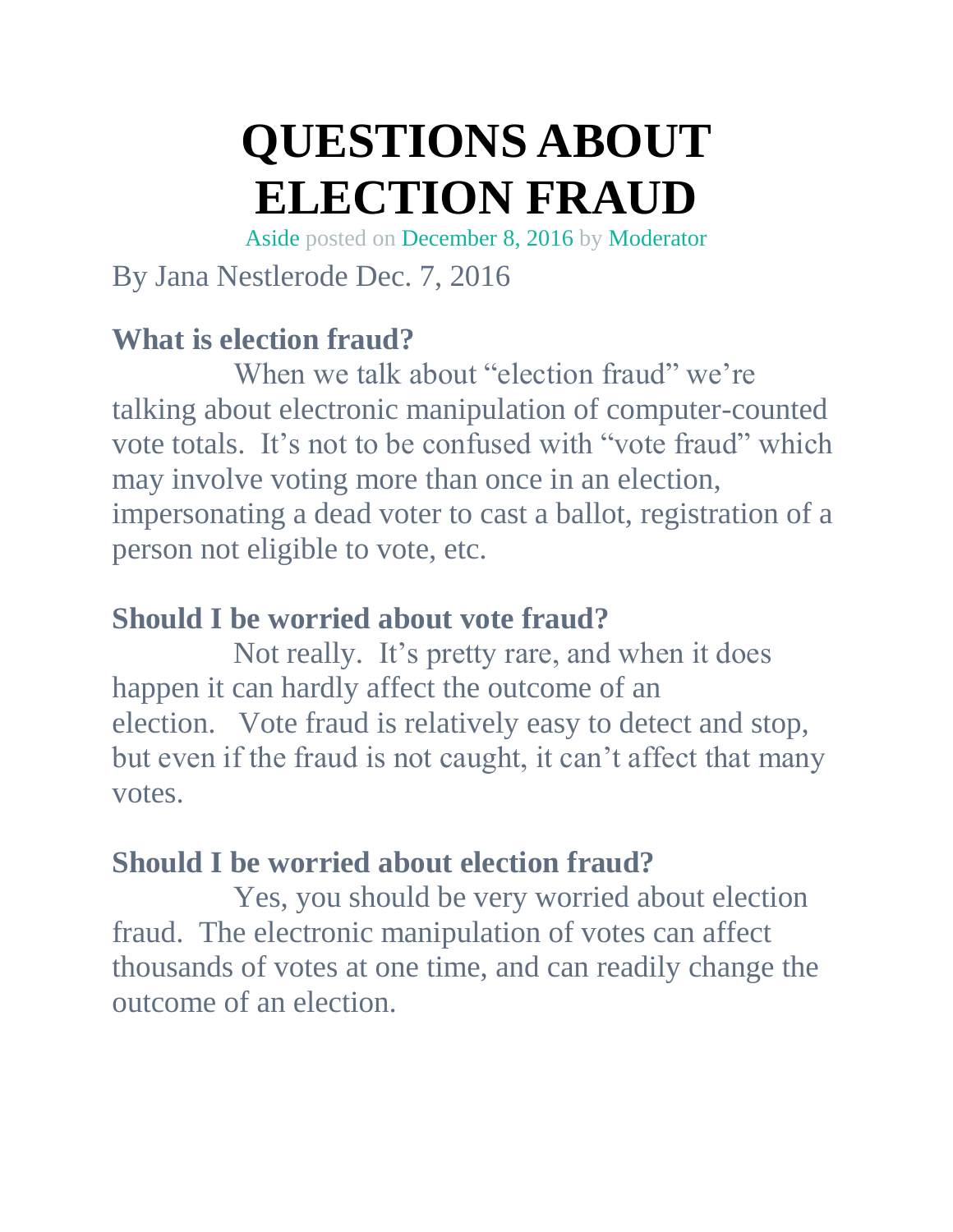# QUESTIONS ABOUT ELECTION FRAUD

Aside posted on December 8, 2016 by Moderator

By Jana Nestlerode Dec. 7, 2016

**What is election fraud?**

When we talk about "election fraud" we're talking about electronic manipulation of computer-counted vote totals. It's not to be confused with "vote fraud" which may involve voting more than once in an election, impersonating a dead voter to cast a ballot, registration of a person not eligible to vote, etc.

**Should I be worried about vote fraud?**

Not really. It's pretty rare, and when it does happen it can hardly affect the outcome of an election. Vote fraud is relatively easy to detect and stop, but even if the fraud is not caught, it can't affect that many votes.

**Should I be worried about election fraud?**

Yes, you should be very worried about election fraud. The electronic manipulation of votes can affect thousands of votes at one time, and can readily change the outcome of an election.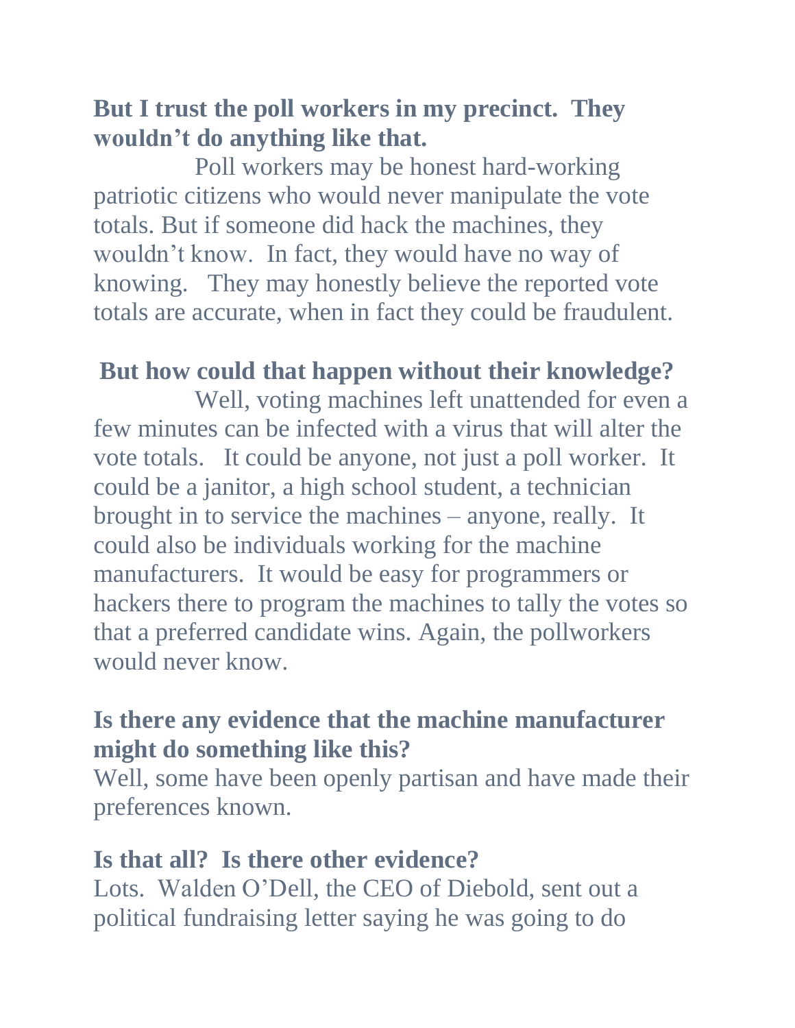**But I trust the poll workers in my precinct. They wouldn't do anything like that.**

Poll workers may be honest hard-working patriotic citizens who would never manipulate the vote totals. But if someone did hack the machines, they wouldn't know. In fact, they would have no way of knowing. They may honestly believe the reported vote totals are accurate, when in fact they could be fraudulent.

**But how could that happen without their knowledge?**

Well, voting machines left unattended for even a few minutes can be infected with a virus that will alter the vote totals. It could be anyone, not just a poll worker. It could be a janitor, a high school student, a technician brought in to service the machines – anyone, really. It could also be individuals working for the machine manufacturers. It would be easy for programmers or hackers there to program the machines to tally the votes so that a preferred candidate wins. Again, the pollworkers would never know.

**Is there any evidence that the machine manufacturer might do something like this?**

Well, some have been openly partisan and have made their preferences known.

**Is that all? Is there other evidence?**

Lots. Walden O'Dell, the CEO of Diebold, sent out a political fundraising letter saying he was going to do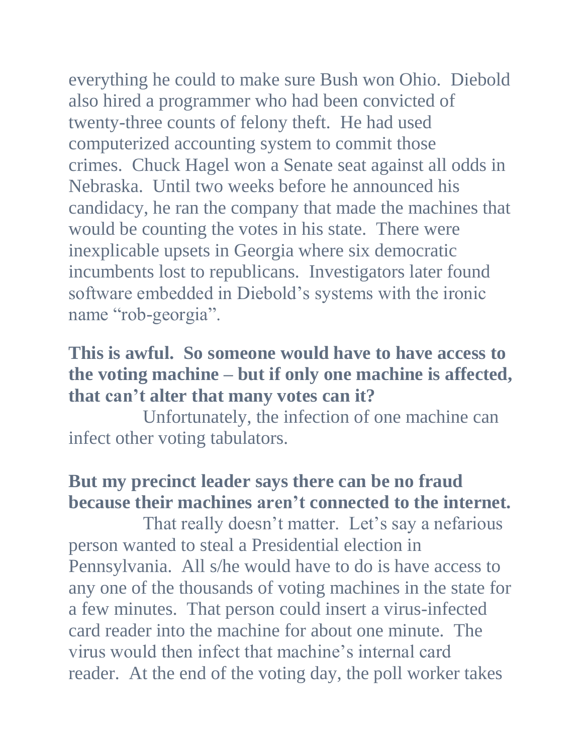everything he could to make sure Bush won Ohio. Diebold also hired a programmer who had been convicted of twenty-three counts of felony theft. He had used computerized accounting system to commit those crimes. Chuck Hagel won a Senate seat against all odds in Nebraska. Until two weeks before he announced his candidacy, he ran the company that made the machines that would be counting the votes in his state. There were inexplicable upsets in Georgia where six democratic incumbents lost to republicans. Investigators later found software embedded in Diebold's systems with the ironic name "rob-georgia".

**This is awful. So someone would have to have access to the voting machine – but if only one machine is affected, that can't alter that many votes can it?**

Unfortunately, the infection of one machine can infect other voting tabulators.

**But my precinct leader says there can be no fraud because their machines aren't connected to the internet.**

That really doesn't matter. Let's say a nefarious person wanted to steal a Presidential election in Pennsylvania. All s/he would have to do is have access to any one of the thousands of voting machines in the state for a few minutes. That person could insert a virus-infected card reader into the machine for about one minute. The virus would then infect that machine's internal card reader. At the end of the voting day, the poll worker takes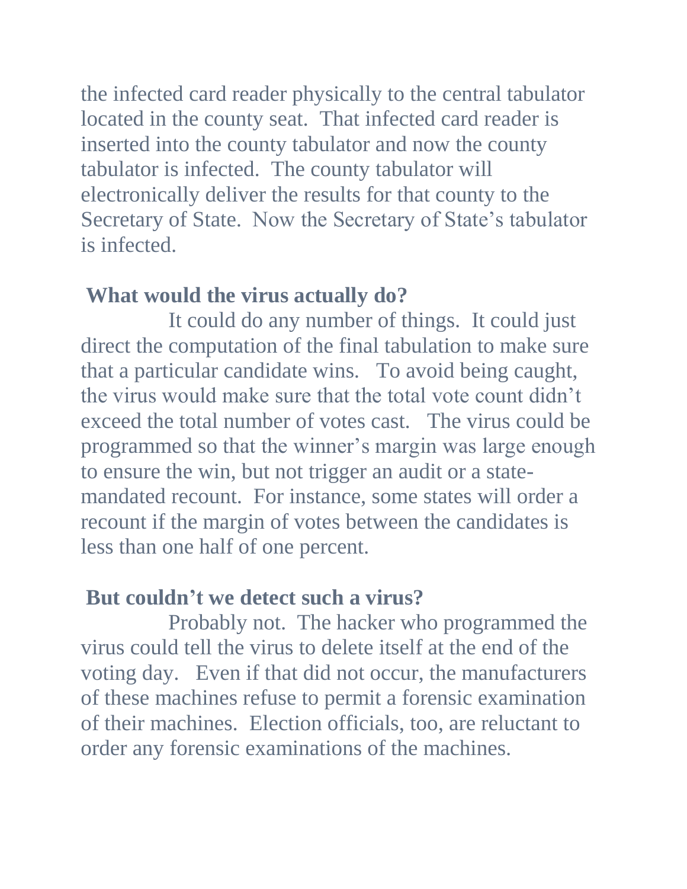the infected card reader physically to the central tabulator located in the county seat. That infected card reader is inserted into the county tabulator and now the county tabulator is infected. The county tabulator will electronically deliver the results for that county to the Secretary of State. Now the Secretary of State's tabulator is infected.

**What would the virus actually do?**

It could do any number of things. It could just direct the computation of the final tabulation to make sure that a particular candidate wins. To avoid being caught, the virus would make sure that the total vote count didn't exceed the total number of votes cast. The virus could be programmed so that the winner's margin was large enough to ensure the win, but not trigger an audit or a state-mandated recount. For instance, some states will order a recount if the margin of votes between the candidates is less than one half of one percent.

**But couldn't we detect such a virus?**

Probably not. The hacker who programmed the virus could tell the virus to delete itself at the end of the voting day. Even if that did not occur, the manufacturers of these machines refuse to permit a forensic examination of their machines. Election officials, too, are reluctant to order any forensic examinations of the machines.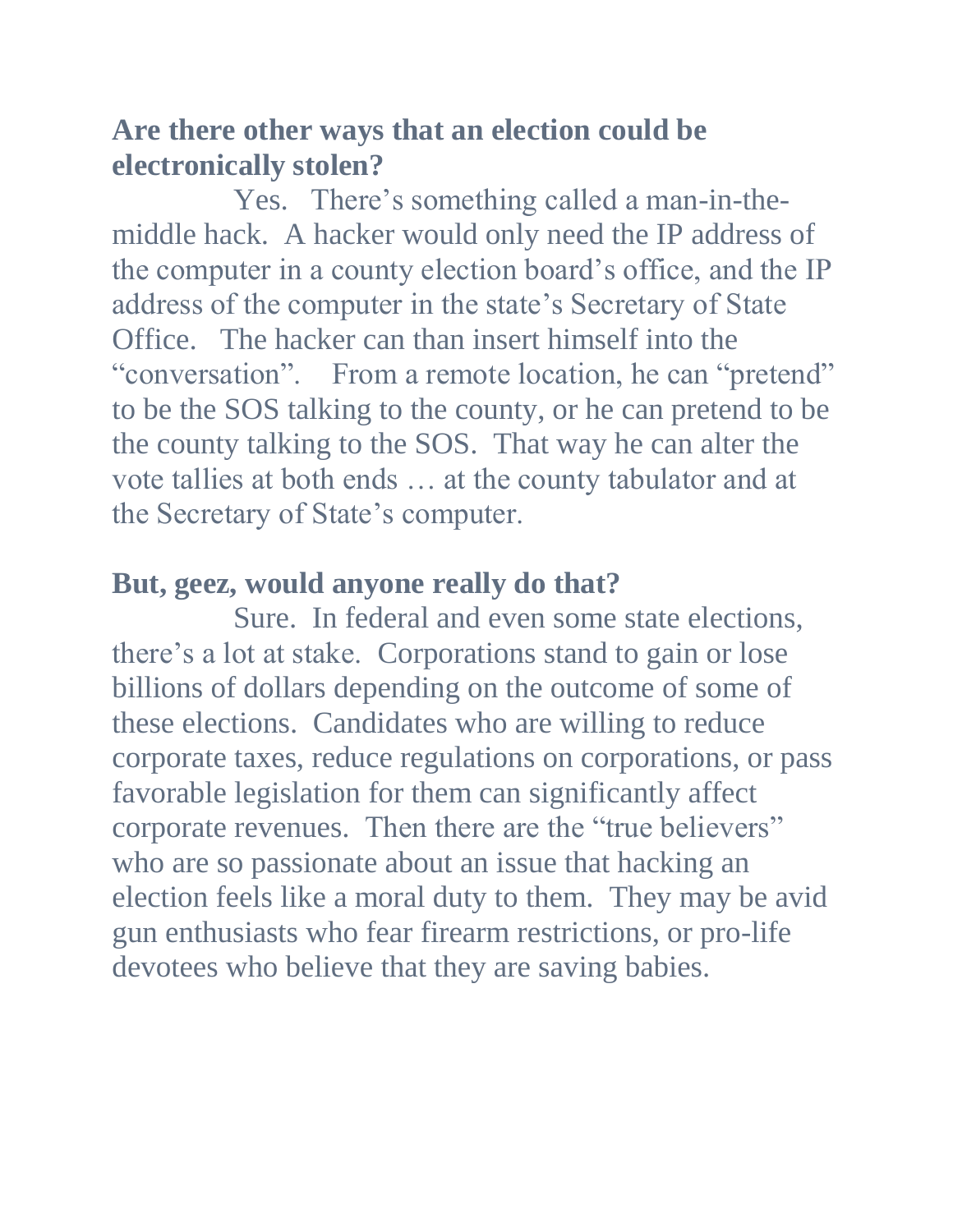**Are there other ways that an election could be electronically stolen?**

Yes. There's something called a man-in-the-middle hack. A hacker would only need the IP address of the computer in a county election board's office, and the IP address of the computer in the state's Secretary of State Office. The hacker can than insert himself into the "conversation". From a remote location, he can "pretend" to be the SOS talking to the county, or he can pretend to be the county talking to the SOS. That way he can alter the vote tallies at both ends … at the county tabulator and at the Secretary of State's computer.

**But, geez, would anyone really do that?**

Sure. In federal and even some state elections, there's a lot at stake. Corporations stand to gain or lose billions of dollars depending on the outcome of some of these elections. Candidates who are willing to reduce corporate taxes, reduce regulations on corporations, or pass favorable legislation for them can significantly affect corporate revenues. Then there are the "true believers" who are so passionate about an issue that hacking an election feels like a moral duty to them. They may be avid gun enthusiasts who fear firearm restrictions, or pro-life devotees who believe that they are saving babies.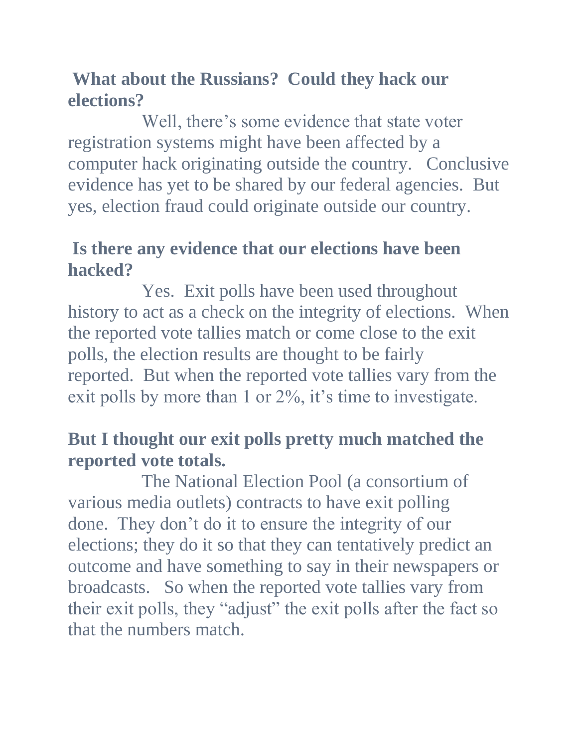**What about the Russians? Could they hack our elections?**

Well, there's some evidence that state voter registration systems might have been affected by a computer hack originating outside the country. Conclusive evidence has yet to be shared by our federal agencies. But yes, election fraud could originate outside our country.

**Is there any evidence that our elections have been hacked?**

Yes. Exit polls have been used throughout history to act as a check on the integrity of elections. When the reported vote tallies match or come close to the exit polls, the election results are thought to be fairly reported. But when the reported vote tallies vary from the exit polls by more than 1 or 2%, it's time to investigate.

**But I thought our exit polls pretty much matched the reported vote totals.**

The National Election Pool (a consortium of various media outlets) contracts to have exit polling done. They don't do it to ensure the integrity of our elections; they do it so that they can tentatively predict an outcome and have something to say in their newspapers or broadcasts. So when the reported vote tallies vary from their exit polls, they "adjust" the exit polls after the fact so that the numbers match.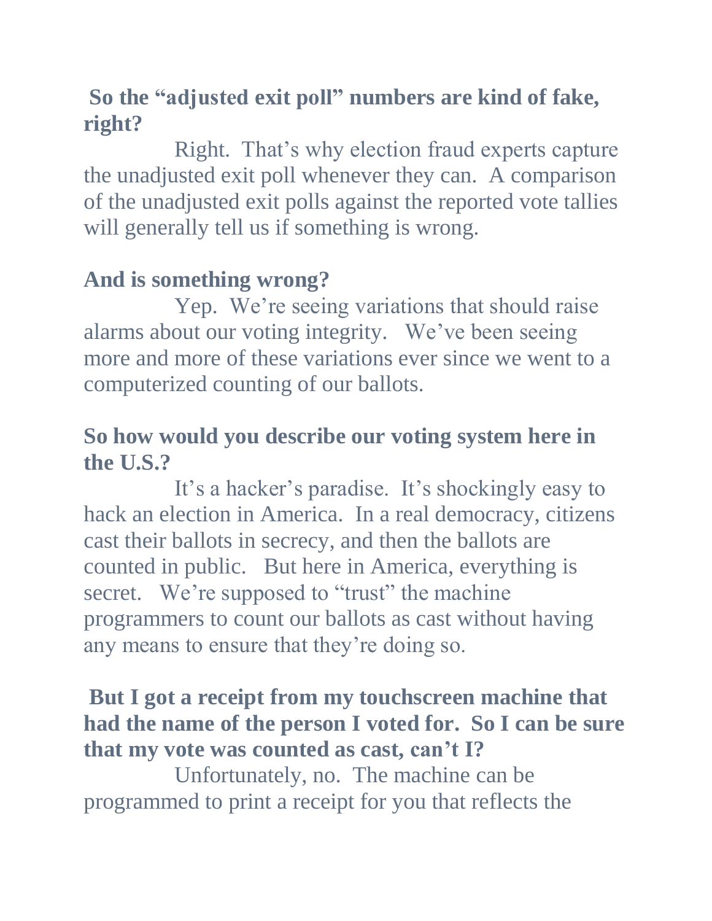**So the "adjusted exit poll" numbers are kind of fake, right?**

Right. That's why election fraud experts capture the unadjusted exit poll whenever they can. A comparison of the unadjusted exit polls against the reported vote tallies will generally tell us if something is wrong.

**And is something wrong?**

Yep. We're seeing variations that should raise alarms about our voting integrity. We've been seeing more and more of these variations ever since we went to a computerized counting of our ballots.

**So how would you describe our voting system here in the U.S.?**

It's a hacker's paradise. It's shockingly easy to hack an election in America. In a real democracy, citizens cast their ballots in secrecy, and then the ballots are counted in public. But here in America, everything is secret. We're supposed to "trust" the machine programmers to count our ballots as cast without having any means to ensure that they're doing so.

**But I got a receipt from my touchscreen machine that had the name of the person I voted for. So I can be sure that my vote was counted as cast, can't I?**

Unfortunately, no. The machine can be programmed to print a receipt for you that reflects the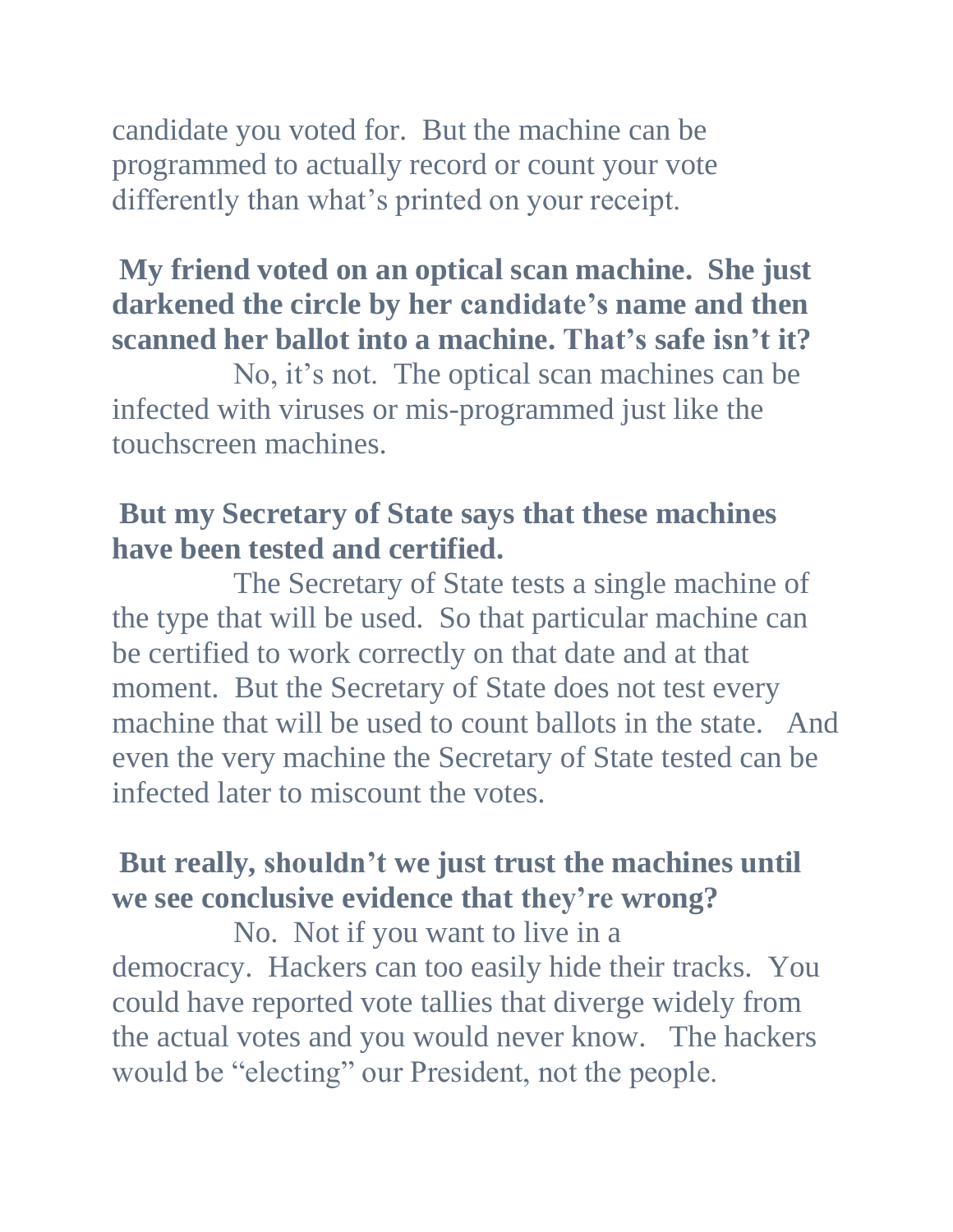candidate you voted for. But the machine can be programmed to actually record or count your vote differently than what's printed on your receipt.

**My friend voted on an optical scan machine. She just darkened the circle by her candidate's name and then scanned her ballot into a machine. That's safe isn't it?**

No, it's not. The optical scan machines can be infected with viruses or mis-programmed just like the touchscreen machines.

**But my Secretary of State says that these machines have been tested and certified.**

The Secretary of State tests a single machine of the type that will be used. So that particular machine can be certified to work correctly on that date and at that moment. But the Secretary of State does not test every machine that will be used to count ballots in the state. And even the very machine the Secretary of State tested can be infected later to miscount the votes.

**But really, shouldn't we just trust the machines until we see conclusive evidence that they're wrong?**

No. Not if you want to live in a democracy. Hackers can too easily hide their tracks. You could have reported vote tallies that diverge widely from the actual votes and you would never know. The hackers would be "electing" our President, not the people.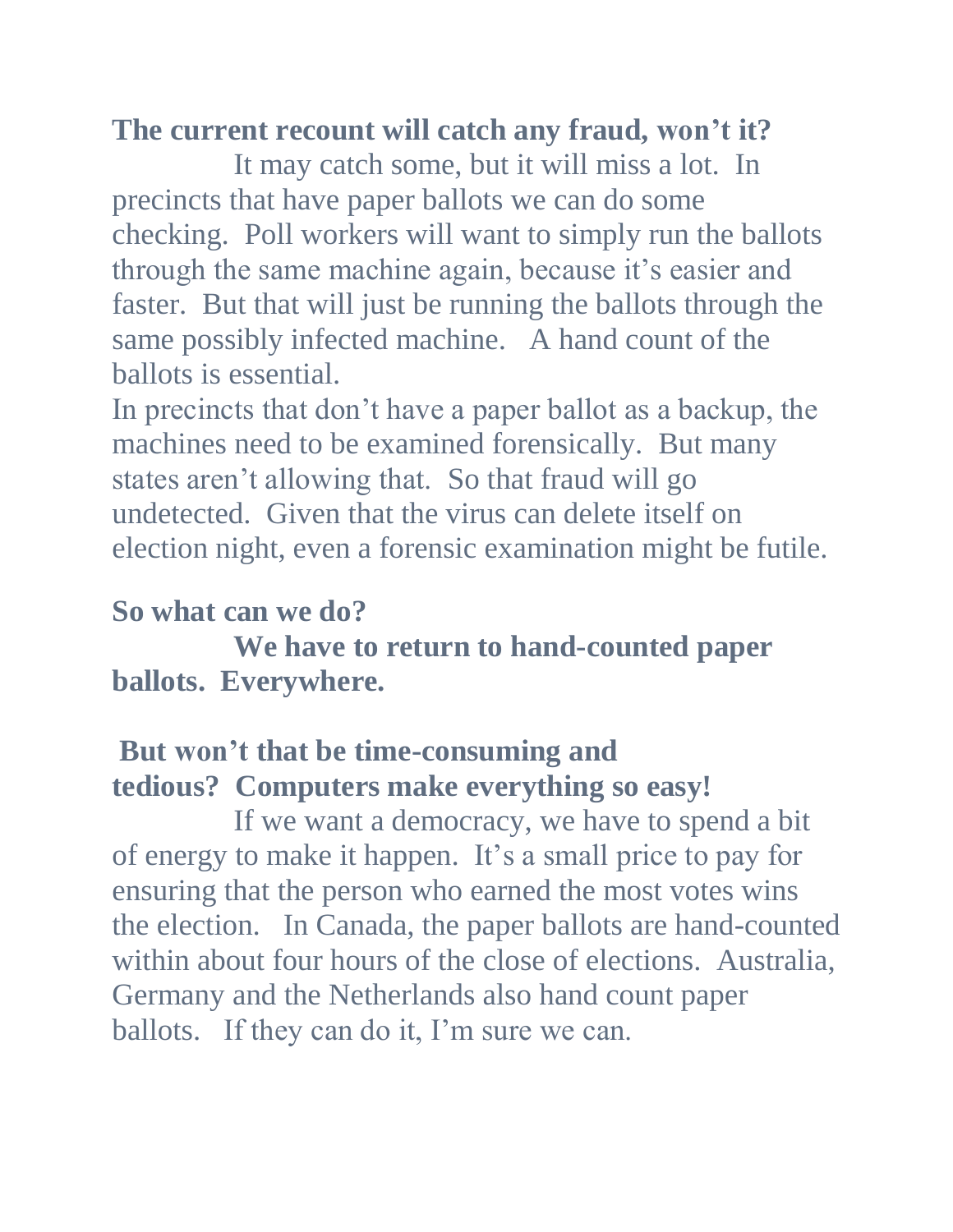**The current recount will catch any fraud, won't it?**

It may catch some, but it will miss a lot. In precincts that have paper ballots we can do some checking. Poll workers will want to simply run the ballots through the same machine again, because it's easier and faster. But that will just be running the ballots through the same possibly infected machine. A hand count of the ballots is essential.

In precincts that don't have a paper ballot as a backup, the machines need to be examined forensically. But many states aren't allowing that. So that fraud will go undetected. Given that the virus can delete itself on election night, even a forensic examination might be futile.

**So what can we do?**

**We have to return to hand-counted paper ballots. Everywhere.**

**But won't that be time-consuming and tedious? Computers make everything so easy!**

If we want a democracy, we have to spend a bit of energy to make it happen. It's a small price to pay for ensuring that the person who earned the most votes wins the election. In Canada, the paper ballots are hand-counted within about four hours of the close of elections. Australia, Germany and the Netherlands also hand count paper ballots. If they can do it, I'm sure we can.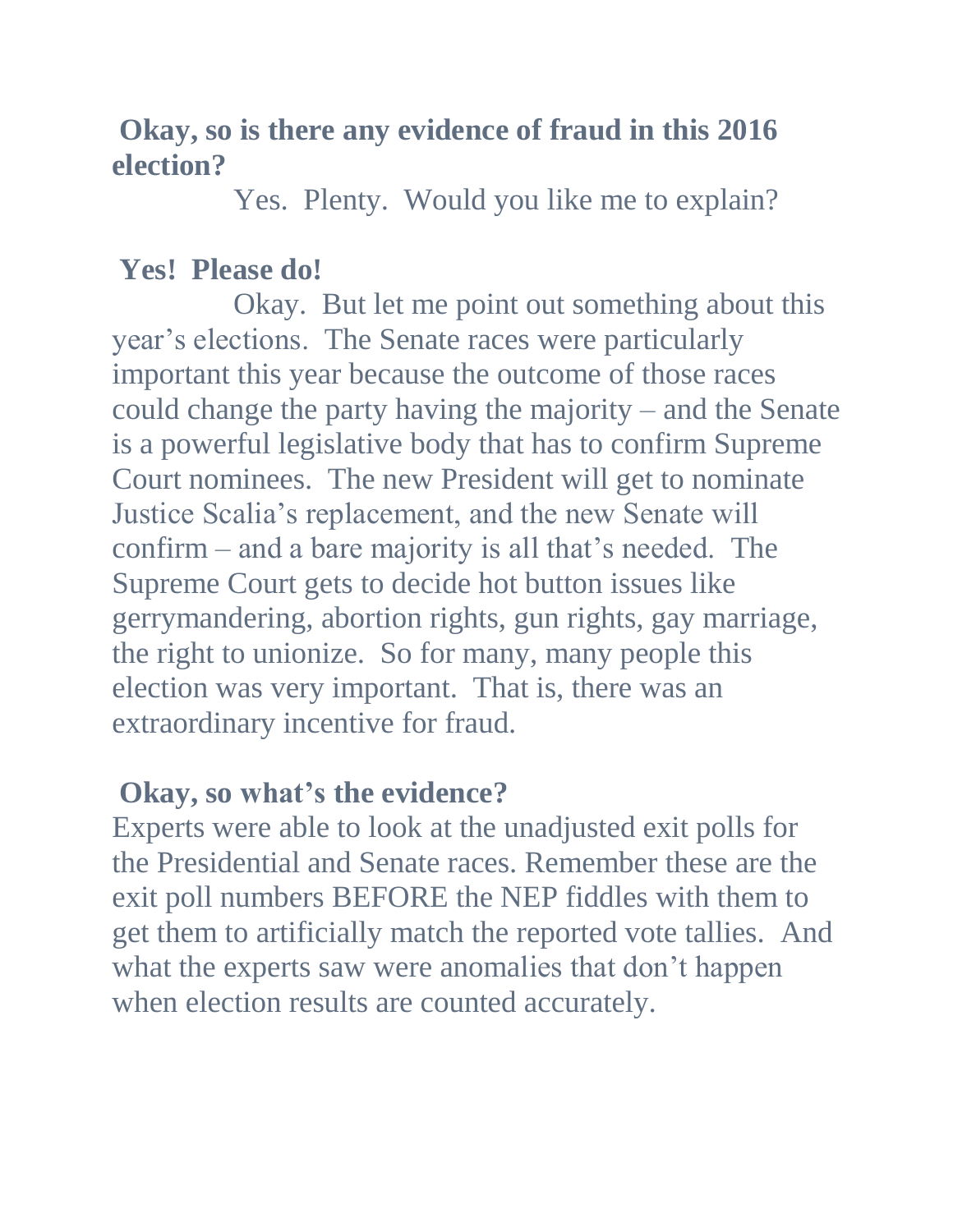**Okay, so is there any evidence of fraud in this 2016 election?**

Yes. Plenty. Would you like me to explain?

**Yes! Please do!**

Okay. But let me point out something about this year's elections. The Senate races were particularly important this year because the outcome of those races could change the party having the majority – and the Senate is a powerful legislative body that has to confirm Supreme Court nominees. The new President will get to nominate Justice Scalia's replacement, and the new Senate will confirm – and a bare majority is all that's needed. The Supreme Court gets to decide hot button issues like gerrymandering, abortion rights, gun rights, gay marriage, the right to unionize. So for many, many people this election was very important. That is, there was an extraordinary incentive for fraud.

**Okay, so what's the evidence?**

Experts were able to look at the unadjusted exit polls for the Presidential and Senate races. Remember these are the exit poll numbers BEFORE the NEP fiddles with them to get them to artificially match the reported vote tallies. And what the experts saw were anomalies that don't happen when election results are counted accurately.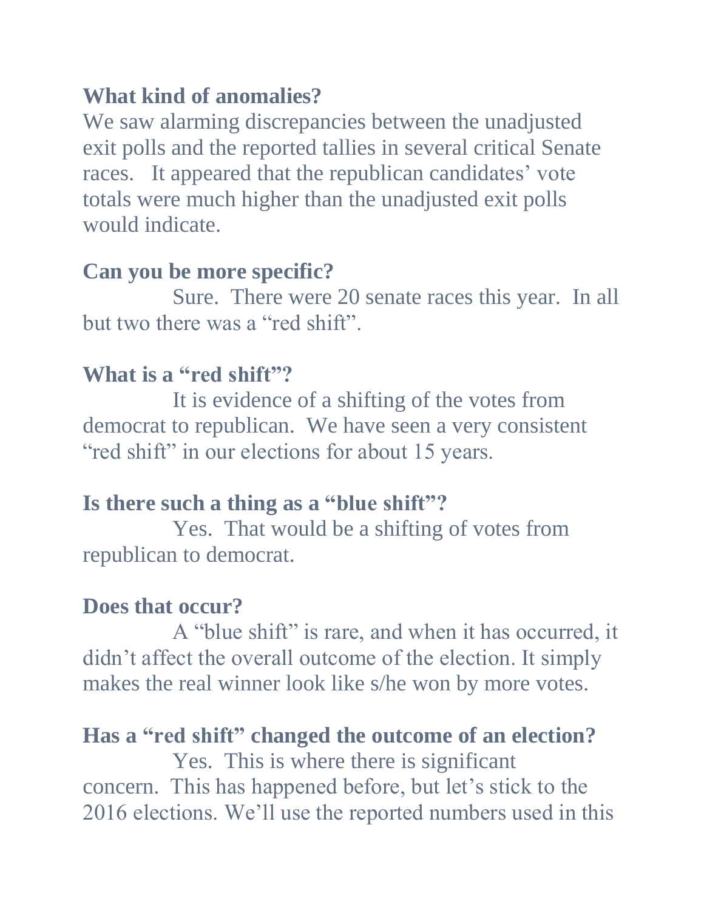**What kind of anomalies?**
We saw alarming discrepancies between the unadjusted exit polls and the reported tallies in several critical Senate races. It appeared that the republican candidates' vote totals were much higher than the unadjusted exit polls would indicate.

**Can you be more specific?**
Sure. There were 20 senate races this year. In all but two there was a "red shift".

**What is a "red shift"?**
It is evidence of a shifting of the votes from democrat to republican. We have seen a very consistent "red shift" in our elections for about 15 years.

**Is there such a thing as a "blue shift"?**
Yes. That would be a shifting of votes from republican to democrat.

**Does that occur?**
A "blue shift" is rare, and when it has occurred, it didn't affect the overall outcome of the election. It simply makes the real winner look like s/he won by more votes.

**Has a "red shift" changed the outcome of an election?**
Yes. This is where there is significant concern. This has happened before, but let's stick to the 2016 elections. We'll use the reported numbers used in this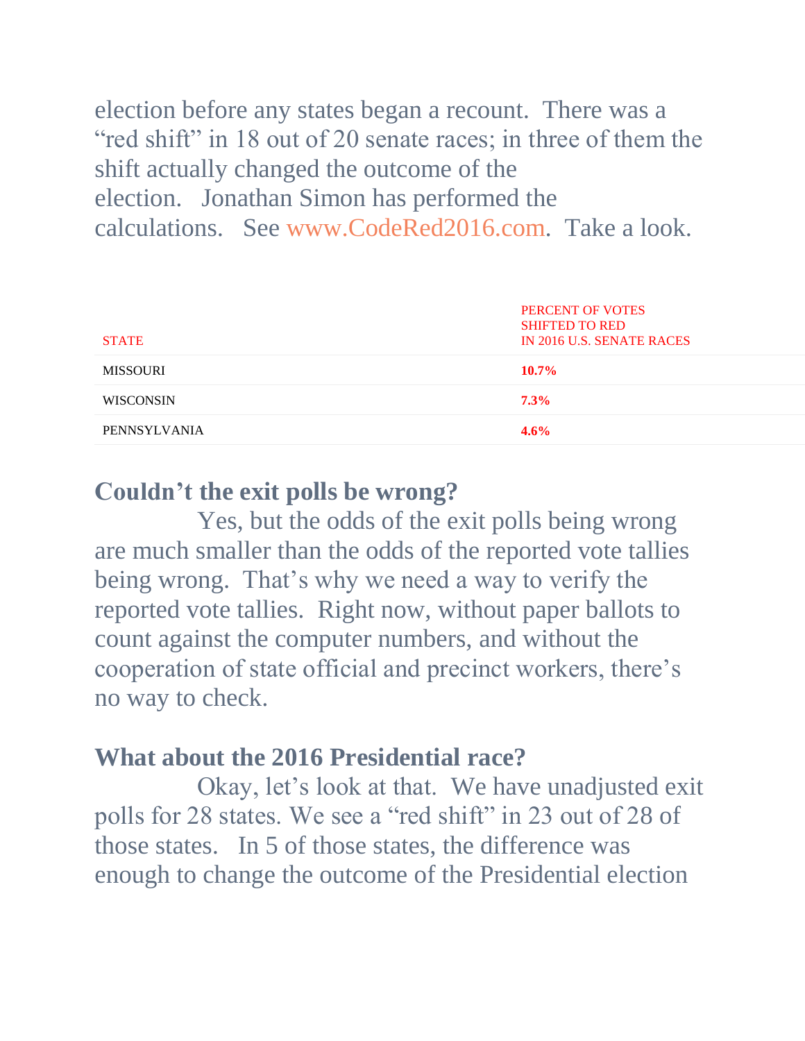election before any states began a recount. There was a "red shift" in 18 out of 20 senate races; in three of them the shift actually changed the outcome of the election. Jonathan Simon has performed the calculations. See www.CodeRed2016.com. Take a look.

| STATE | PERCENT OF VOTES SHIFTED TO RED IN 2016 U.S. SENATE RACES |
|---|---|
| MISSOURI | **10.7%** |
| WISCONSIN | **7.3%** |
| PENNSYLVANIA | **4.6%** |

## Couldn't the exit polls be wrong?

Yes, but the odds of the exit polls being wrong are much smaller than the odds of the reported vote tallies being wrong. That's why we need a way to verify the reported vote tallies. Right now, without paper ballots to count against the computer numbers, and without the cooperation of state official and precinct workers, there's no way to check.

## What about the 2016 Presidential race?

Okay, let's look at that. We have unadjusted exit polls for 28 states. We see a "red shift" in 23 out of 28 of those states. In 5 of those states, the difference was enough to change the outcome of the Presidential election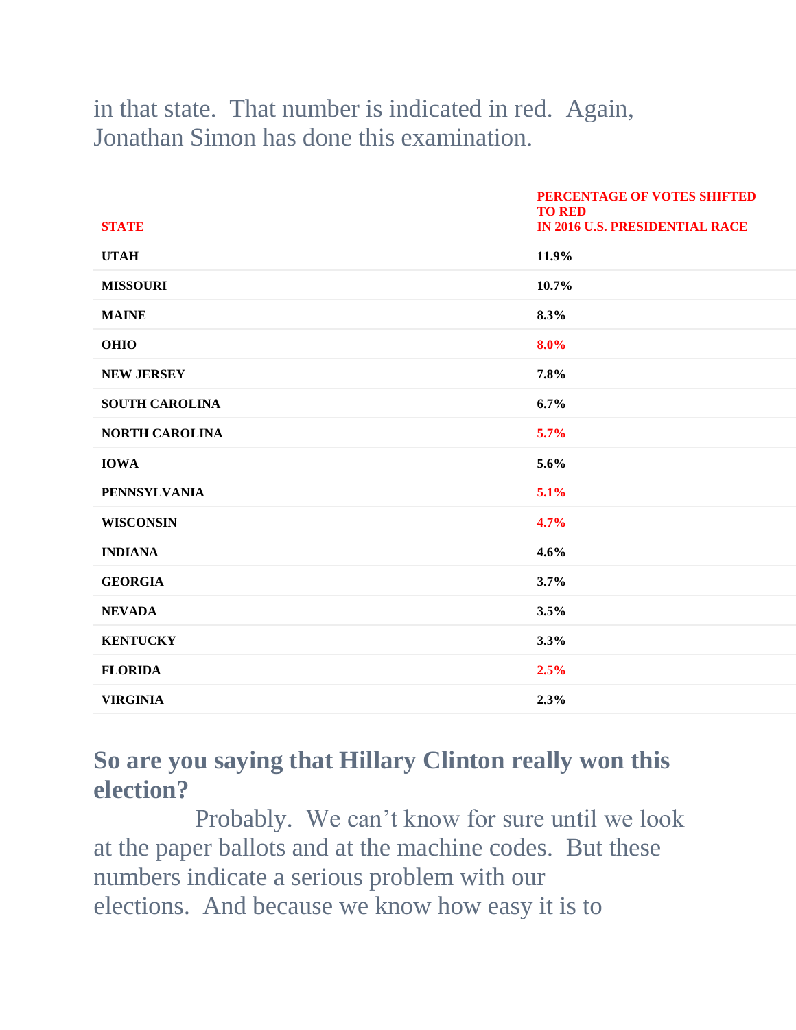in that state. That number is indicated in red. Again, Jonathan Simon has done this examination.

| STATE | PERCENTAGE OF VOTES SHIFTED TO RED IN 2016 U.S. PRESIDENTIAL RACE |
|---|---|
| UTAH | 11.9% |
| MISSOURI | 10.7% |
| MAINE | 8.3% |
| OHIO | 8.0% |
| NEW JERSEY | 7.8% |
| SOUTH CAROLINA | 6.7% |
| NORTH CAROLINA | 5.7% |
| IOWA | 5.6% |
| PENNSYLVANIA | 5.1% |
| WISCONSIN | 4.7% |
| INDIANA | 4.6% |
| GEORGIA | 3.7% |
| NEVADA | 3.5% |
| KENTUCKY | 3.3% |
| FLORIDA | 2.5% |
| VIRGINIA | 2.3% |

## So are you saying that Hillary Clinton really won this election?

Probably. We can't know for sure until we look at the paper ballots and at the machine codes. But these numbers indicate a serious problem with our elections. And because we know how easy it is to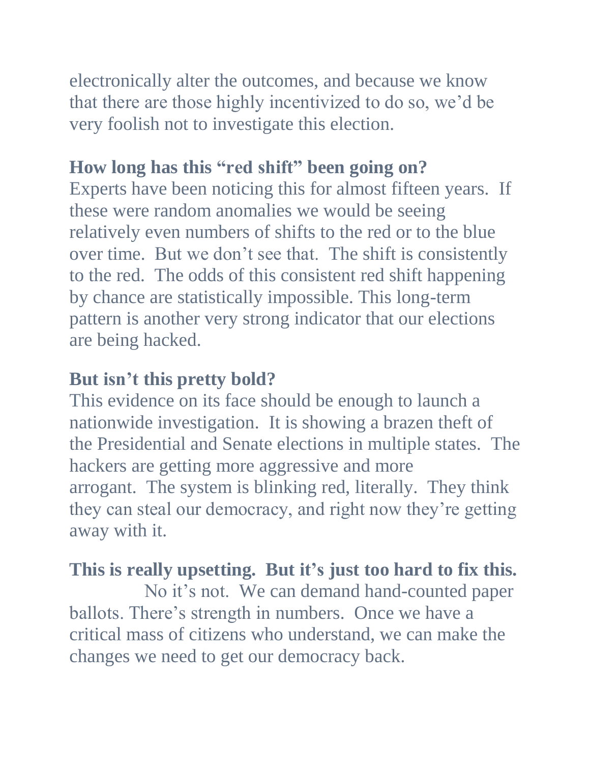electronically alter the outcomes, and because we know that there are those highly incentivized to do so, we'd be very foolish not to investigate this election.

**How long has this "red shift" been going on?**
Experts have been noticing this for almost fifteen years. If these were random anomalies we would be seeing relatively even numbers of shifts to the red or to the blue over time. But we don't see that. The shift is consistently to the red. The odds of this consistent red shift happening by chance are statistically impossible. This long-term pattern is another very strong indicator that our elections are being hacked.

**But isn't this pretty bold?**
This evidence on its face should be enough to launch a nationwide investigation. It is showing a brazen theft of the Presidential and Senate elections in multiple states. The hackers are getting more aggressive and more arrogant. The system is blinking red, literally. They think they can steal our democracy, and right now they're getting away with it.

**This is really upsetting. But it's just too hard to fix this.**
No it's not. We can demand hand-counted paper ballots. There's strength in numbers. Once we have a critical mass of citizens who understand, we can make the changes we need to get our democracy back.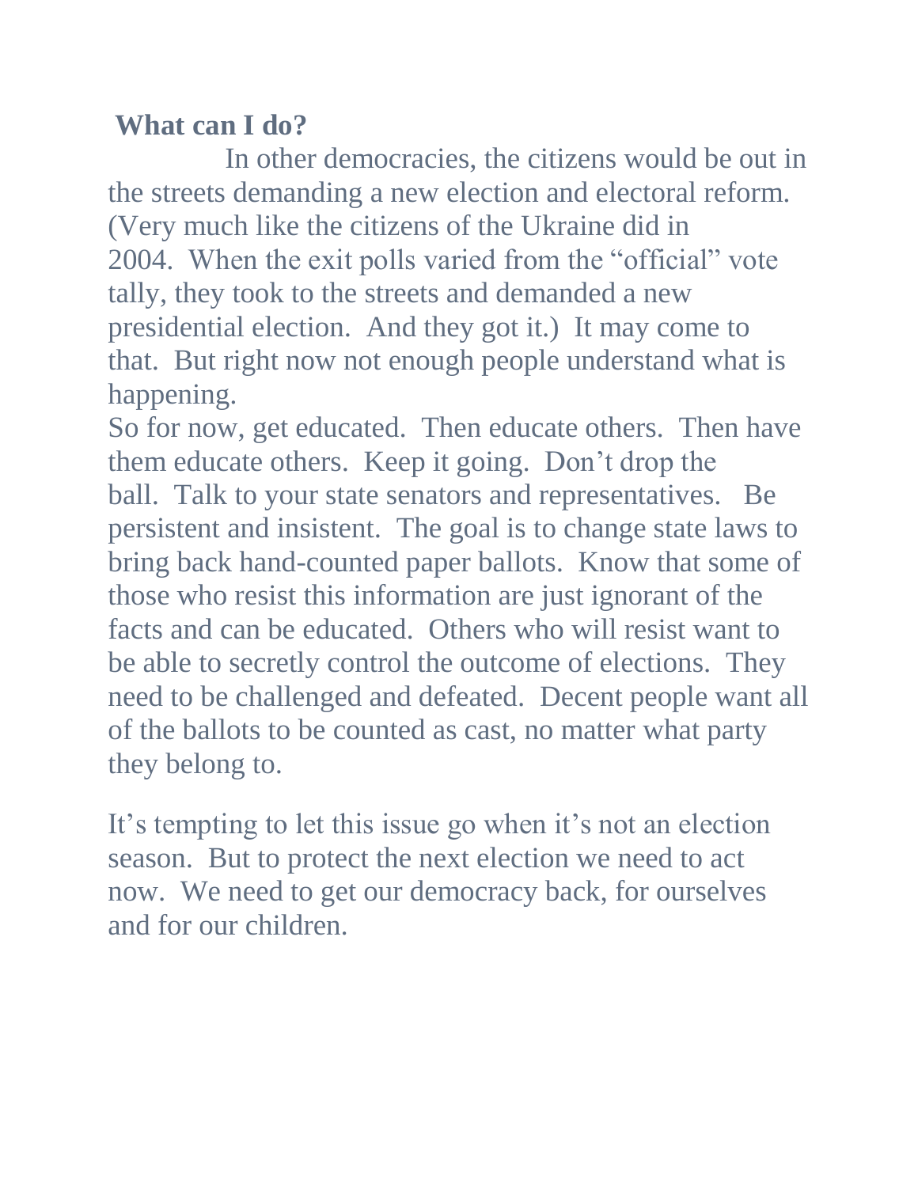**What can I do?**

In other democracies, the citizens would be out in the streets demanding a new election and electoral reform. (Very much like the citizens of the Ukraine did in 2004. When the exit polls varied from the "official" vote tally, they took to the streets and demanded a new presidential election. And they got it.) It may come to that. But right now not enough people understand what is happening.

So for now, get educated. Then educate others. Then have them educate others. Keep it going. Don't drop the ball. Talk to your state senators and representatives. Be persistent and insistent. The goal is to change state laws to bring back hand-counted paper ballots. Know that some of those who resist this information are just ignorant of the facts and can be educated. Others who will resist want to be able to secretly control the outcome of elections. They need to be challenged and defeated. Decent people want all of the ballots to be counted as cast, no matter what party they belong to.

It's tempting to let this issue go when it's not an election season. But to protect the next election we need to act now. We need to get our democracy back, for ourselves and for our children.